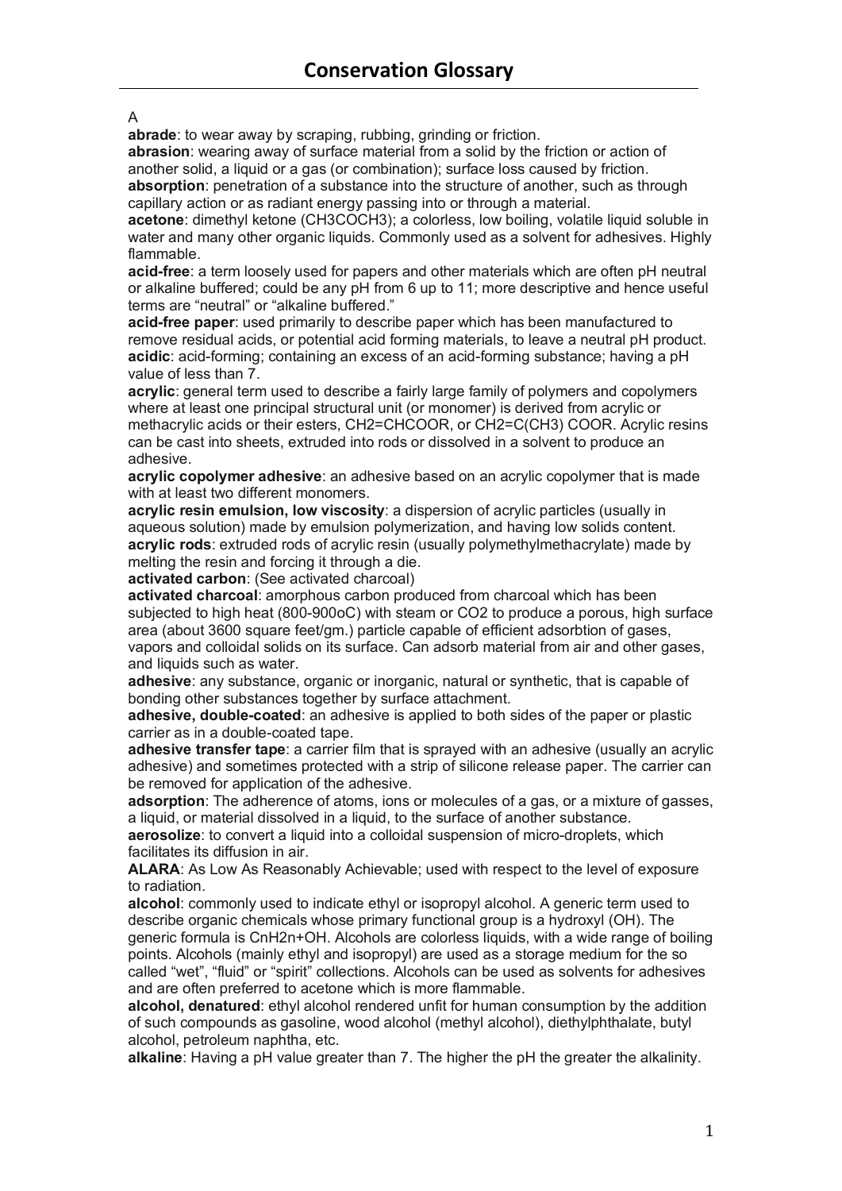# Conservation Glossary

A

**abrade**: to wear away by scraping, rubbing, grinding or friction.
**abrasion**: wearing away of surface material from a solid by the friction or action of another solid, a liquid or a gas (or combination); surface loss caused by friction.
**absorption**: penetration of a substance into the structure of another, such as through capillary action or as radiant energy passing into or through a material.
**acetone**: dimethyl ketone ($CH_3COCH_3$); a colorless, low boiling, volatile liquid soluble in water and many other organic liquids. Commonly used as a solvent for adhesives. Highly flammable.
**acid-free**: a term loosely used for papers and other materials which are often pH neutral or alkaline buffered; could be any pH from 6 up to 11; more descriptive and hence useful terms are "neutral" or "alkaline buffered."
**acid-free paper**: used primarily to describe paper which has been manufactured to remove residual acids, or potential acid forming materials, to leave a neutral pH product.
**acidic**: acid-forming; containing an excess of an acid-forming substance; having a pH value of less than 7.
**acrylic**: general term used to describe a fairly large family of polymers and copolymers where at least one principal structural unit (or monomer) is derived from acrylic or methacrylic acids or their esters, $CH_2{=}CHCOOR$, or $CH_2{=}C(CH_3)\,COOR$. Acrylic resins can be cast into sheets, extruded into rods or dissolved in a solvent to produce an adhesive.
**acrylic copolymer adhesive**: an adhesive based on an acrylic copolymer that is made with at least two different monomers.
**acrylic resin emulsion, low viscosity**: a dispersion of acrylic particles (usually in aqueous solution) made by emulsion polymerization, and having low solids content.
**acrylic rods**: extruded rods of acrylic resin (usually polymethylmethacrylate) made by melting the resin and forcing it through a die.
**activated carbon**: (See activated charcoal)
**activated charcoal**: amorphous carbon produced from charcoal which has been subjected to high heat (800-900oC) with steam or $CO_2$ to produce a porous, high surface area (about 3600 square feet/gm.) particle capable of efficient adsorbtion of gases, vapors and colloidal solids on its surface. Can adsorb material from air and other gases, and liquids such as water.
**adhesive**: any substance, organic or inorganic, natural or synthetic, that is capable of bonding other substances together by surface attachment.
**adhesive, double-coated**: an adhesive is applied to both sides of the paper or plastic carrier as in a double-coated tape.
**adhesive transfer tape**: a carrier film that is sprayed with an adhesive (usually an acrylic adhesive) and sometimes protected with a strip of silicone release paper. The carrier can be removed for application of the adhesive.
**adsorption**: The adherence of atoms, ions or molecules of a gas, or a mixture of gasses, a liquid, or material dissolved in a liquid, to the surface of another substance.
**aerosolize**: to convert a liquid into a colloidal suspension of micro-droplets, which facilitates its diffusion in air.
**ALARA**: As Low As Reasonably Achievable; used with respect to the level of exposure to radiation.
**alcohol**: commonly used to indicate ethyl or isopropyl alcohol. A generic term used to describe organic chemicals whose primary functional group is a hydroxyl (OH). The generic formula is $C_nH_{2n+}OH$. Alcohols are colorless liquids, with a wide range of boiling points. Alcohols (mainly ethyl and isopropyl) are used as a storage medium for the so called "wet", "fluid" or "spirit" collections. Alcohols can be used as solvents for adhesives and are often preferred to acetone which is more flammable.
**alcohol, denatured**: ethyl alcohol rendered unfit for human consumption by the addition of such compounds as gasoline, wood alcohol (methyl alcohol), diethylphthalate, butyl alcohol, petroleum naphtha, etc.
**alkaline**: Having a pH value greater than 7. The higher the pH the greater the alkalinity.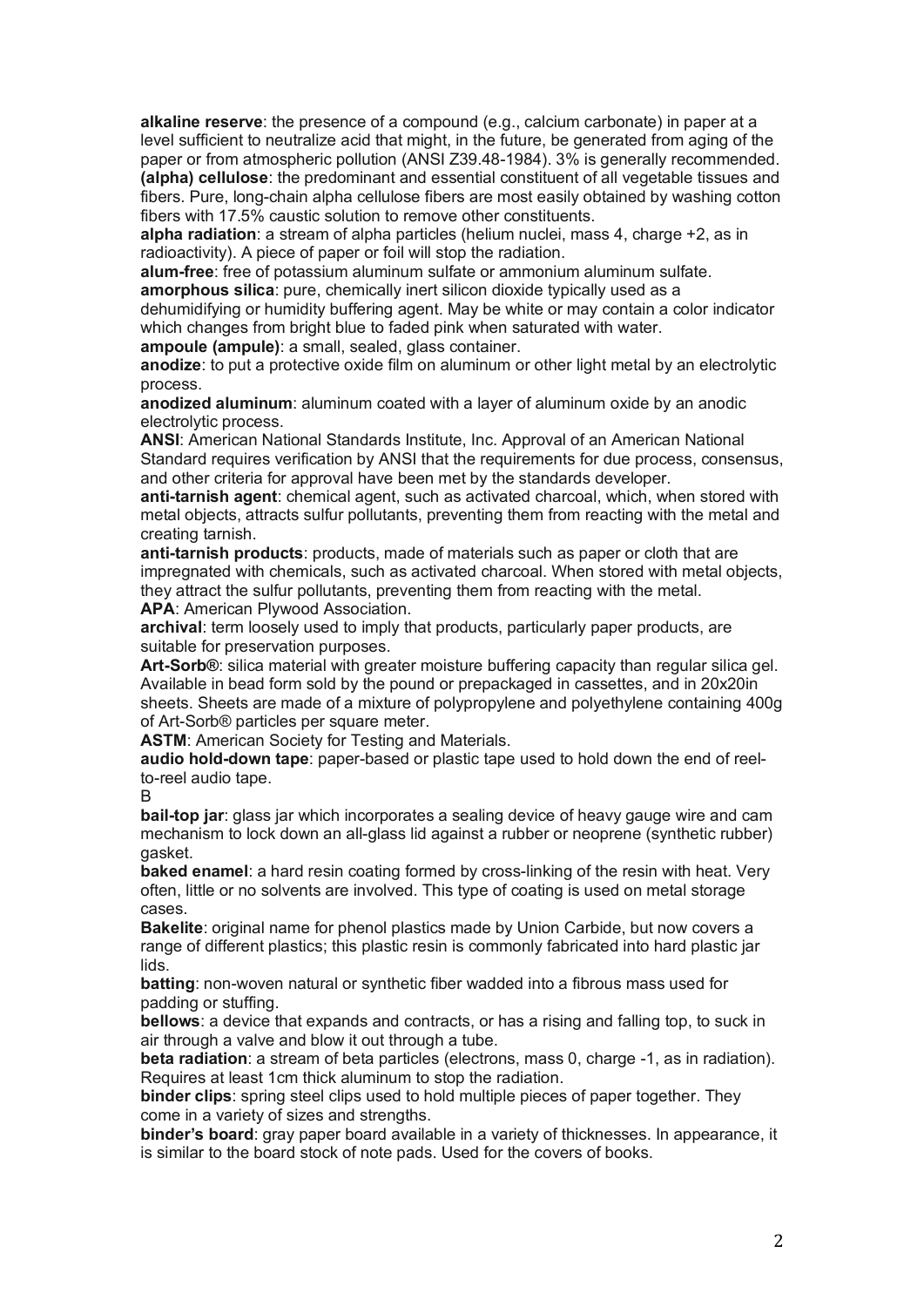**alkaline reserve**: the presence of a compound (e.g., calcium carbonate) in paper at a level sufficient to neutralize acid that might, in the future, be generated from aging of the paper or from atmospheric pollution (ANSI Z39.48-1984). 3% is generally recommended.
**(alpha) cellulose**: the predominant and essential constituent of all vegetable tissues and fibers. Pure, long-chain alpha cellulose fibers are most easily obtained by washing cotton fibers with 17.5% caustic solution to remove other constituents.
**alpha radiation**: a stream of alpha particles (helium nuclei, mass 4, charge +2, as in radioactivity). A piece of paper or foil will stop the radiation.
**alum-free**: free of potassium aluminum sulfate or ammonium aluminum sulfate.
**amorphous silica**: pure, chemically inert silicon dioxide typically used as a dehumidifying or humidity buffering agent. May be white or may contain a color indicator which changes from bright blue to faded pink when saturated with water.
**ampoule (ampule)**: a small, sealed, glass container.
**anodize**: to put a protective oxide film on aluminum or other light metal by an electrolytic process.
**anodized aluminum**: aluminum coated with a layer of aluminum oxide by an anodic electrolytic process.
**ANSI**: American National Standards Institute, Inc. Approval of an American National Standard requires verification by ANSI that the requirements for due process, consensus, and other criteria for approval have been met by the standards developer.
**anti-tarnish agent**: chemical agent, such as activated charcoal, which, when stored with metal objects, attracts sulfur pollutants, preventing them from reacting with the metal and creating tarnish.
**anti-tarnish products**: products, made of materials such as paper or cloth that are impregnated with chemicals, such as activated charcoal. When stored with metal objects, they attract the sulfur pollutants, preventing them from reacting with the metal.
**APA**: American Plywood Association.
**archival**: term loosely used to imply that products, particularly paper products, are suitable for preservation purposes.
**Art-Sorb®**: silica material with greater moisture buffering capacity than regular silica gel. Available in bead form sold by the pound or prepackaged in cassettes, and in 20x20in sheets. Sheets are made of a mixture of polypropylene and polyethylene containing 400g of Art-Sorb® particles per square meter.
**ASTM**: American Society for Testing and Materials.
**audio hold-down tape**: paper-based or plastic tape used to hold down the end of reel-to-reel audio tape.

B

**bail-top jar**: glass jar which incorporates a sealing device of heavy gauge wire and cam mechanism to lock down an all-glass lid against a rubber or neoprene (synthetic rubber) gasket.
**baked enamel**: a hard resin coating formed by cross-linking of the resin with heat. Very often, little or no solvents are involved. This type of coating is used on metal storage cases.
**Bakelite**: original name for phenol plastics made by Union Carbide, but now covers a range of different plastics; this plastic resin is commonly fabricated into hard plastic jar lids.
**batting**: non-woven natural or synthetic fiber wadded into a fibrous mass used for padding or stuffing.
**bellows**: a device that expands and contracts, or has a rising and falling top, to suck in air through a valve and blow it out through a tube.
**beta radiation**: a stream of beta particles (electrons, mass 0, charge -1, as in radiation). Requires at least 1cm thick aluminum to stop the radiation.
**binder clips**: spring steel clips used to hold multiple pieces of paper together. They come in a variety of sizes and strengths.
**binder's board**: gray paper board available in a variety of thicknesses. In appearance, it is similar to the board stock of note pads. Used for the covers of books.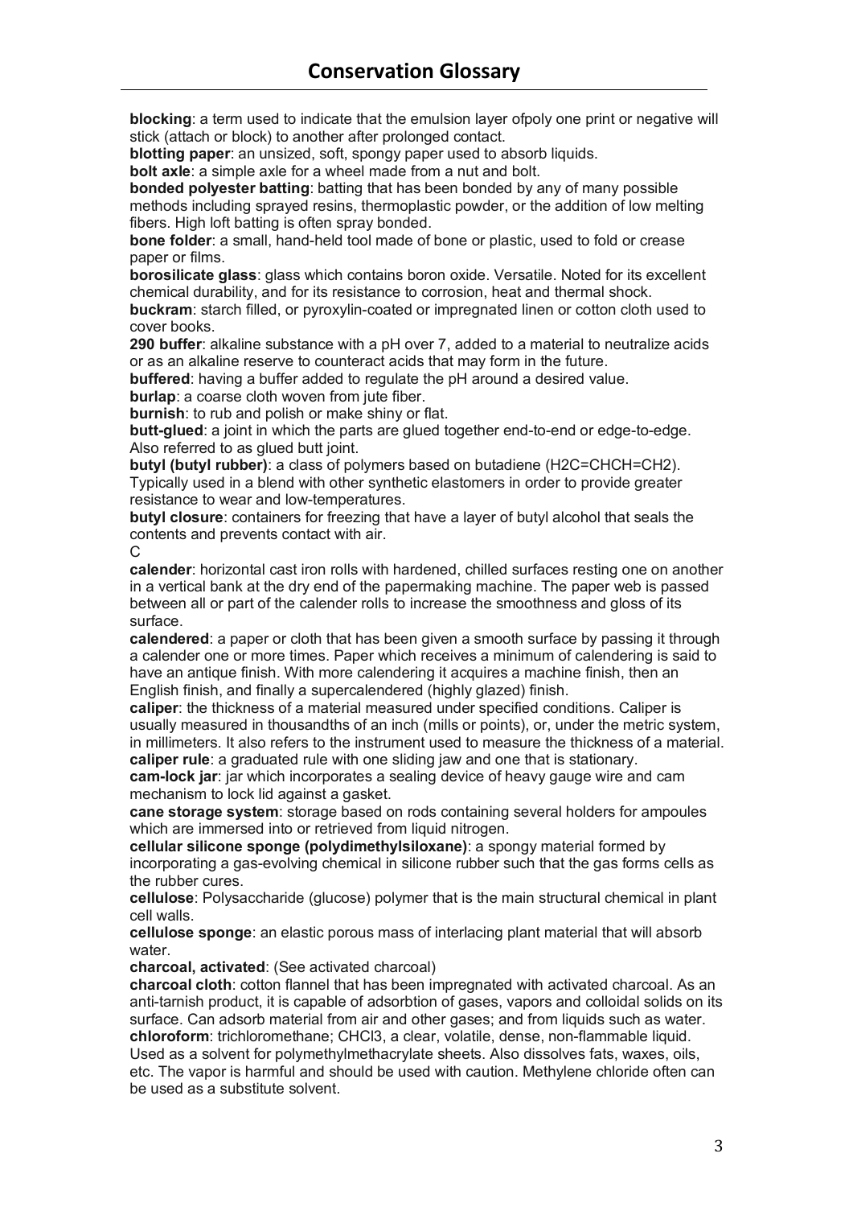## Conservation Glossary

**blocking**: a term used to indicate that the emulsion layer ofpoly one print or negative will stick (attach or block) to another after prolonged contact.
**blotting paper**: an unsized, soft, spongy paper used to absorb liquids.
**bolt axle**: a simple axle for a wheel made from a nut and bolt.
**bonded polyester batting**: batting that has been bonded by any of many possible methods including sprayed resins, thermoplastic powder, or the addition of low melting fibers. High loft batting is often spray bonded.
**bone folder**: a small, hand-held tool made of bone or plastic, used to fold or crease paper or films.
**borosilicate glass**: glass which contains boron oxide. Versatile. Noted for its excellent chemical durability, and for its resistance to corrosion, heat and thermal shock.
**buckram**: starch filled, or pyroxylin-coated or impregnated linen or cotton cloth used to cover books.
**290 buffer**: alkaline substance with a pH over 7, added to a material to neutralize acids or as an alkaline reserve to counteract acids that may form in the future.
**buffered**: having a buffer added to regulate the pH around a desired value.
**burlap**: a coarse cloth woven from jute fiber.
**burnish**: to rub and polish or make shiny or flat.
**butt-glued**: a joint in which the parts are glued together end-to-end or edge-to-edge. Also referred to as glued butt joint.
**butyl (butyl rubber)**: a class of polymers based on butadiene (H2C=CHCH=CH2). Typically used in a blend with other synthetic elastomers in order to provide greater resistance to wear and low-temperatures.
**butyl closure**: containers for freezing that have a layer of butyl alcohol that seals the contents and prevents contact with air.

C

**calender**: horizontal cast iron rolls with hardened, chilled surfaces resting one on another in a vertical bank at the dry end of the papermaking machine. The paper web is passed between all or part of the calender rolls to increase the smoothness and gloss of its surface.
**calendered**: a paper or cloth that has been given a smooth surface by passing it through a calender one or more times. Paper which receives a minimum of calendering is said to have an antique finish. With more calendering it acquires a machine finish, then an English finish, and finally a supercalendered (highly glazed) finish.
**caliper**: the thickness of a material measured under specified conditions. Caliper is usually measured in thousandths of an inch (mills or points), or, under the metric system, in millimeters. It also refers to the instrument used to measure the thickness of a material.
**caliper rule**: a graduated rule with one sliding jaw and one that is stationary.
**cam-lock jar**: jar which incorporates a sealing device of heavy gauge wire and cam mechanism to lock lid against a gasket.
**cane storage system**: storage based on rods containing several holders for ampoules which are immersed into or retrieved from liquid nitrogen.
**cellular silicone sponge (polydimethylsiloxane)**: a spongy material formed by incorporating a gas-evolving chemical in silicone rubber such that the gas forms cells as the rubber cures.
**cellulose**: Polysaccharide (glucose) polymer that is the main structural chemical in plant cell walls.
**cellulose sponge**: an elastic porous mass of interlacing plant material that will absorb water.
**charcoal, activated**: (See activated charcoal)
**charcoal cloth**: cotton flannel that has been impregnated with activated charcoal. As an anti-tarnish product, it is capable of adsorbtion of gases, vapors and colloidal solids on its surface. Can adsorb material from air and other gases; and from liquids such as water.
**chloroform**: trichloromethane; $CHCl_3$, a clear, volatile, dense, non-flammable liquid. Used as a solvent for polymethylmethacrylate sheets. Also dissolves fats, waxes, oils, etc. The vapor is harmful and should be used with caution. Methylene chloride often can be used as a substitute solvent.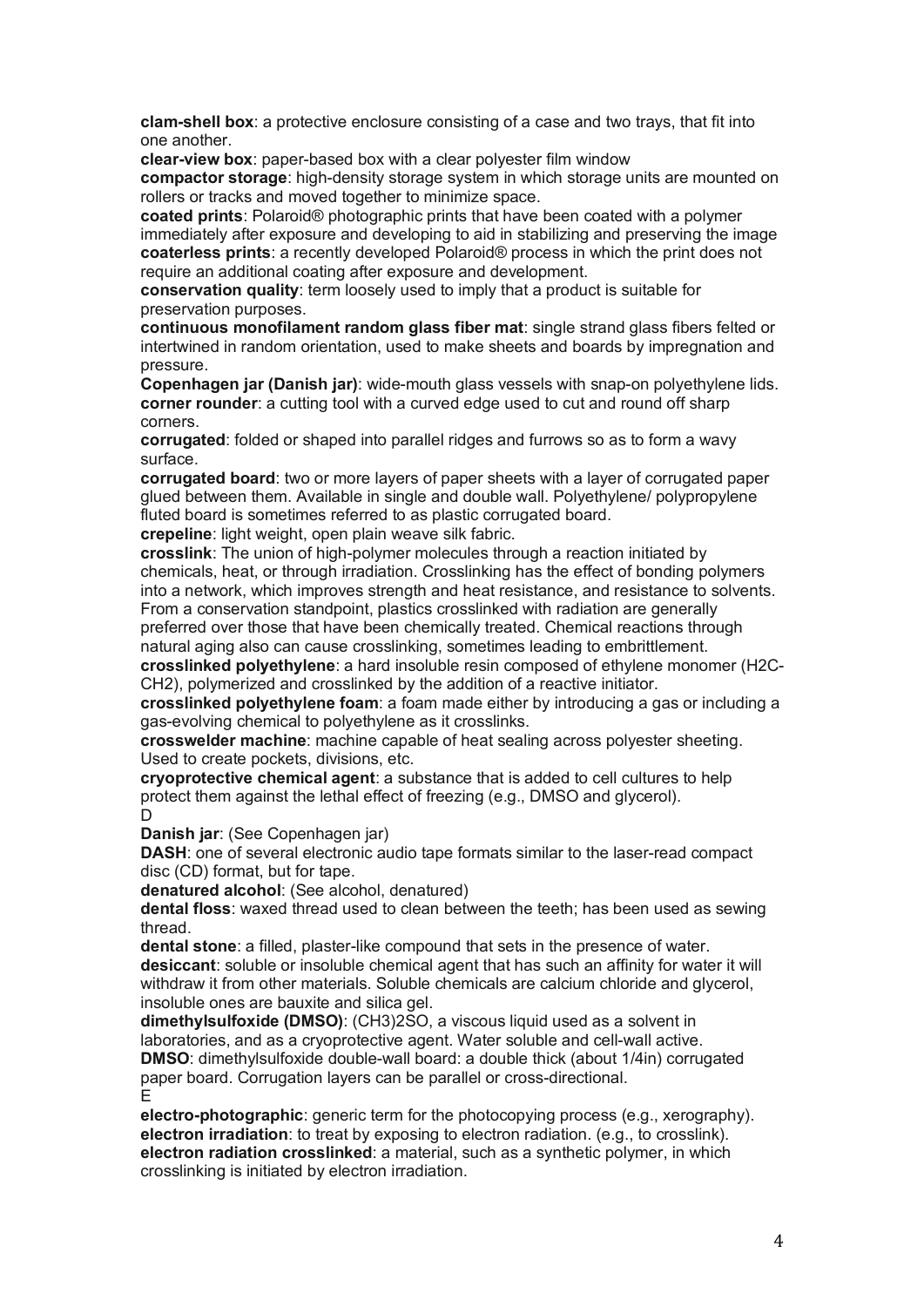**clam-shell box**: a protective enclosure consisting of a case and two trays, that fit into one another.

**clear-view box**: paper-based box with a clear polyester film window

**compactor storage**: high-density storage system in which storage units are mounted on rollers or tracks and moved together to minimize space.

**coated prints**: Polaroid® photographic prints that have been coated with a polymer immediately after exposure and developing to aid in stabilizing and preserving the image

**coaterless prints**: a recently developed Polaroid® process in which the print does not require an additional coating after exposure and development.

**conservation quality**: term loosely used to imply that a product is suitable for preservation purposes.

**continuous monofilament random glass fiber mat**: single strand glass fibers felted or intertwined in random orientation, used to make sheets and boards by impregnation and pressure.

**Copenhagen jar (Danish jar)**: wide-mouth glass vessels with snap-on polyethylene lids.

**corner rounder**: a cutting tool with a curved edge used to cut and round off sharp corners.

**corrugated**: folded or shaped into parallel ridges and furrows so as to form a wavy surface.

**corrugated board**: two or more layers of paper sheets with a layer of corrugated paper glued between them. Available in single and double wall. Polyethylene/ polypropylene fluted board is sometimes referred to as plastic corrugated board.

**crepeline**: light weight, open plain weave silk fabric.

**crosslink**: The union of high-polymer molecules through a reaction initiated by chemicals, heat, or through irradiation. Crosslinking has the effect of bonding polymers into a network, which improves strength and heat resistance, and resistance to solvents. From a conservation standpoint, plastics crosslinked with radiation are generally preferred over those that have been chemically treated. Chemical reactions through natural aging also can cause crosslinking, sometimes leading to embrittlement.

**crosslinked polyethylene**: a hard insoluble resin composed of ethylene monomer ($H_2C$-$CH_2$), polymerized and crosslinked by the addition of a reactive initiator.

**crosslinked polyethylene foam**: a foam made either by introducing a gas or including a gas-evolving chemical to polyethylene as it crosslinks.

**crosswelder machine**: machine capable of heat sealing across polyester sheeting. Used to create pockets, divisions, etc.

**cryoprotective chemical agent**: a substance that is added to cell cultures to help protect them against the lethal effect of freezing (e.g., DMSO and glycerol).

D

**Danish jar**: (See Copenhagen jar)

**DASH**: one of several electronic audio tape formats similar to the laser-read compact disc (CD) format, but for tape.

**denatured alcohol**: (See alcohol, denatured)

**dental floss**: waxed thread used to clean between the teeth; has been used as sewing thread.

**dental stone**: a filled, plaster-like compound that sets in the presence of water.

**desiccant**: soluble or insoluble chemical agent that has such an affinity for water it will withdraw it from other materials. Soluble chemicals are calcium chloride and glycerol, insoluble ones are bauxite and silica gel.

**dimethylsulfoxide (DMSO)**: $(CH_3)_2SO$, a viscous liquid used as a solvent in laboratories, and as a cryoprotective agent. Water soluble and cell-wall active.

**DMSO**: dimethylsulfoxide double-wall board: a double thick (about 1/4in) corrugated paper board. Corrugation layers can be parallel or cross-directional.

E

**electro-photographic**: generic term for the photocopying process (e.g., xerography).

**electron irradiation**: to treat by exposing to electron radiation. (e.g., to crosslink).

**electron radiation crosslinked**: a material, such as a synthetic polymer, in which crosslinking is initiated by electron irradiation.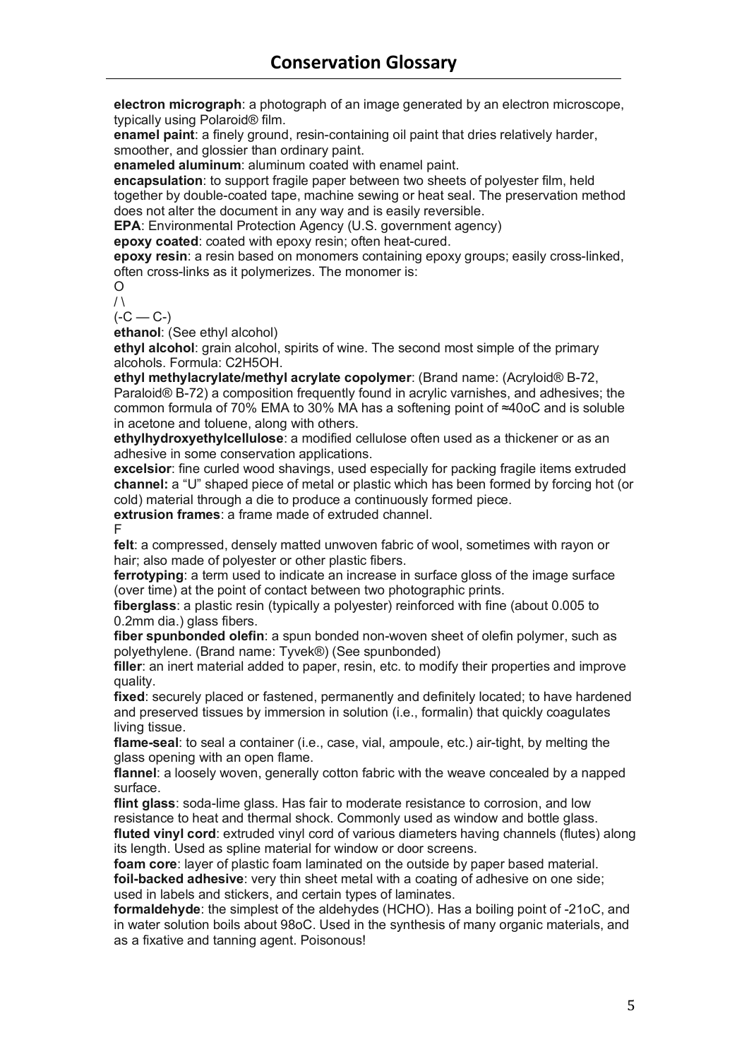# Conservation Glossary

**electron micrograph**: a photograph of an image generated by an electron microscope, typically using Polaroid® film.

**enamel paint**: a finely ground, resin-containing oil paint that dries relatively harder, smoother, and glossier than ordinary paint.

**enameled aluminum**: aluminum coated with enamel paint.

**encapsulation**: to support fragile paper between two sheets of polyester film, held together by double-coated tape, machine sewing or heat seal. The preservation method does not alter the document in any way and is easily reversible.

**EPA**: Environmental Protection Agency (U.S. government agency)

**epoxy coated**: coated with epoxy resin; often heat-cured.

**epoxy resin**: a resin based on monomers containing epoxy groups; easily cross-linked, often cross-links as it polymerizes. The monomer is:

```
 O
/ \
(-C — C-)
```

**ethanol**: (See ethyl alcohol)

**ethyl alcohol**: grain alcohol, spirits of wine. The second most simple of the primary alcohols. Formula: $C_2H_5OH$.

**ethyl methylacrylate/methyl acrylate copolymer**: (Brand name: (Acryloid® B-72, Paraloid® B-72) a composition frequently found in acrylic varnishes, and adhesives; the common formula of 70% EMA to 30% MA has a softening point of ≈40oC and is soluble in acetone and toluene, along with others.

**ethylhydroxyethylcellulose**: a modified cellulose often used as a thickener or as an adhesive in some conservation applications.

**excelsior**: fine curled wood shavings, used especially for packing fragile items extruded

**channel:** a "U" shaped piece of metal or plastic which has been formed by forcing hot (or cold) material through a die to produce a continuously formed piece.

**extrusion frames**: a frame made of extruded channel.

F

**felt**: a compressed, densely matted unwoven fabric of wool, sometimes with rayon or hair; also made of polyester or other plastic fibers.

**ferrotyping**: a term used to indicate an increase in surface gloss of the image surface (over time) at the point of contact between two photographic prints.

**fiberglass**: a plastic resin (typically a polyester) reinforced with fine (about 0.005 to 0.2mm dia.) glass fibers.

**fiber spunbonded olefin**: a spun bonded non-woven sheet of olefin polymer, such as polyethylene. (Brand name: Tyvek®) (See spunbonded)

**filler**: an inert material added to paper, resin, etc. to modify their properties and improve quality.

**fixed**: securely placed or fastened, permanently and definitely located; to have hardened and preserved tissues by immersion in solution (i.e., formalin) that quickly coagulates living tissue.

**flame-seal**: to seal a container (i.e., case, vial, ampoule, etc.) air-tight, by melting the glass opening with an open flame.

**flannel**: a loosely woven, generally cotton fabric with the weave concealed by a napped surface.

**flint glass**: soda-lime glass. Has fair to moderate resistance to corrosion, and low resistance to heat and thermal shock. Commonly used as window and bottle glass.

**fluted vinyl cord**: extruded vinyl cord of various diameters having channels (flutes) along its length. Used as spline material for window or door screens.

**foam core**: layer of plastic foam laminated on the outside by paper based material.

**foil-backed adhesive**: very thin sheet metal with a coating of adhesive on one side; used in labels and stickers, and certain types of laminates.

**formaldehyde**: the simplest of the aldehydes (HCHO). Has a boiling point of -21oC, and in water solution boils about 98oC. Used in the synthesis of many organic materials, and as a fixative and tanning agent. Poisonous!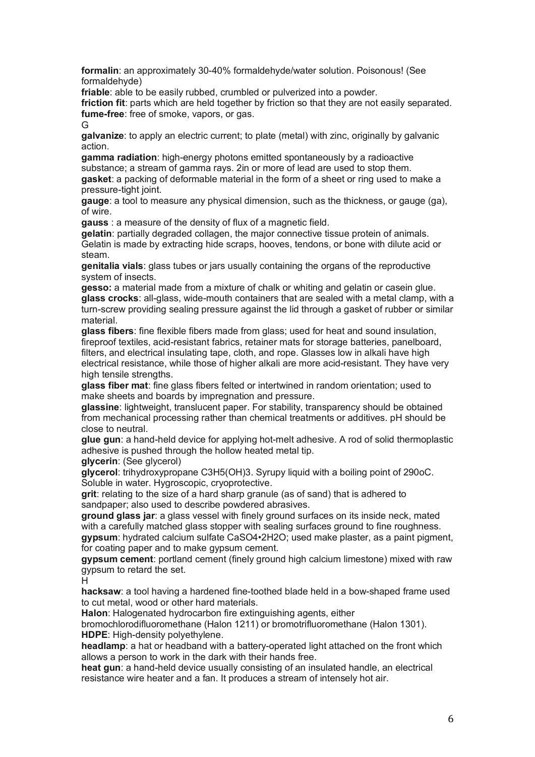**formalin**: an approximately 30-40% formaldehyde/water solution. Poisonous! (See formaldehyde)

**friable**: able to be easily rubbed, crumbled or pulverized into a powder.

**friction fit**: parts which are held together by friction so that they are not easily separated.

**fume-free**: free of smoke, vapors, or gas.

G

**galvanize**: to apply an electric current; to plate (metal) with zinc, originally by galvanic action.

**gamma radiation**: high-energy photons emitted spontaneously by a radioactive substance; a stream of gamma rays. 2in or more of lead are used to stop them.

**gasket**: a packing of deformable material in the form of a sheet or ring used to make a pressure-tight joint.

**gauge**: a tool to measure any physical dimension, such as the thickness, or gauge (ga), of wire.

**gauss** : a measure of the density of flux of a magnetic field.

**gelatin**: partially degraded collagen, the major connective tissue protein of animals. Gelatin is made by extracting hide scraps, hooves, tendons, or bone with dilute acid or steam.

**genitalia vials**: glass tubes or jars usually containing the organs of the reproductive system of insects.

**gesso:** a material made from a mixture of chalk or whiting and gelatin or casein glue.

**glass crocks**: all-glass, wide-mouth containers that are sealed with a metal clamp, with a turn-screw providing sealing pressure against the lid through a gasket of rubber or similar material.

**glass fibers**: fine flexible fibers made from glass; used for heat and sound insulation, fireproof textiles, acid-resistant fabrics, retainer mats for storage batteries, panelboard, filters, and electrical insulating tape, cloth, and rope. Glasses low in alkali have high electrical resistance, while those of higher alkali are more acid-resistant. They have very high tensile strengths.

**glass fiber mat**: fine glass fibers felted or intertwined in random orientation; used to make sheets and boards by impregnation and pressure.

**glassine**: lightweight, translucent paper. For stability, transparency should be obtained from mechanical processing rather than chemical treatments or additives. pH should be close to neutral.

**glue gun**: a hand-held device for applying hot-melt adhesive. A rod of solid thermoplastic adhesive is pushed through the hollow heated metal tip.

**glycerin**: (See glycerol)

**glycerol**: trihydroxypropane $C_3H_5(OH)_3$. Syrupy liquid with a boiling point of 290oC. Soluble in water. Hygroscopic, cryoprotective.

**grit**: relating to the size of a hard sharp granule (as of sand) that is adhered to sandpaper; also used to describe powdered abrasives.

**ground glass jar**: a glass vessel with finely ground surfaces on its inside neck, mated with a carefully matched glass stopper with sealing surfaces ground to fine roughness.

**gypsum**: hydrated calcium sulfate $CaSO_4 \cdot 2H_2O$; used make plaster, as a paint pigment, for coating paper and to make gypsum cement.

**gypsum cement**: portland cement (finely ground high calcium limestone) mixed with raw gypsum to retard the set.

H

**hacksaw**: a tool having a hardened fine-toothed blade held in a bow-shaped frame used to cut metal, wood or other hard materials.

**Halon**: Halogenated hydrocarbon fire extinguishing agents, either bromochlorodifluoromethane (Halon 1211) or bromotrifluoromethane (Halon 1301).

**HDPE**: High-density polyethylene.

**headlamp**: a hat or headband with a battery-operated light attached on the front which allows a person to work in the dark with their hands free.

**heat gun**: a hand-held device usually consisting of an insulated handle, an electrical resistance wire heater and a fan. It produces a stream of intensely hot air.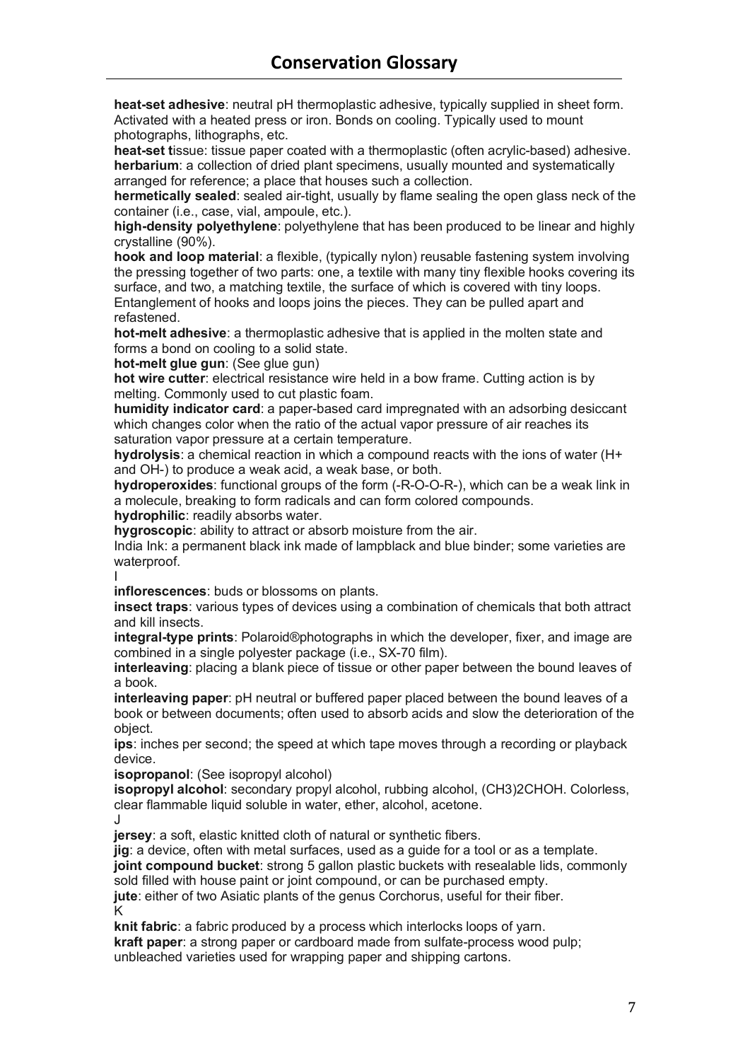# Conservation Glossary

**heat-set adhesive**: neutral pH thermoplastic adhesive, typically supplied in sheet form. Activated with a heated press or iron. Bonds on cooling. Typically used to mount photographs, lithographs, etc.

**heat-set t**issue: tissue paper coated with a thermoplastic (often acrylic-based) adhesive.

**herbarium**: a collection of dried plant specimens, usually mounted and systematically arranged for reference; a place that houses such a collection.

**hermetically sealed**: sealed air-tight, usually by flame sealing the open glass neck of the container (i.e., case, vial, ampoule, etc.).

**high-density polyethylene**: polyethylene that has been produced to be linear and highly crystalline (90%).

**hook and loop material**: a flexible, (typically nylon) reusable fastening system involving the pressing together of two parts: one, a textile with many tiny flexible hooks covering its surface, and two, a matching textile, the surface of which is covered with tiny loops. Entanglement of hooks and loops joins the pieces. They can be pulled apart and refastened.

**hot-melt adhesive**: a thermoplastic adhesive that is applied in the molten state and forms a bond on cooling to a solid state.

**hot-melt glue gun**: (See glue gun)

**hot wire cutter**: electrical resistance wire held in a bow frame. Cutting action is by melting. Commonly used to cut plastic foam.

**humidity indicator card**: a paper-based card impregnated with an adsorbing desiccant which changes color when the ratio of the actual vapor pressure of air reaches its saturation vapor pressure at a certain temperature.

**hydrolysis**: a chemical reaction in which a compound reacts with the ions of water ($H^+$ and $OH^-$) to produce a weak acid, a weak base, or both.

**hydroperoxides**: functional groups of the form (-R-O-O-R-), which can be a weak link in a molecule, breaking to form radicals and can form colored compounds.

**hydrophilic**: readily absorbs water.

**hygroscopic**: ability to attract or absorb moisture from the air.

India Ink: a permanent black ink made of lampblack and blue binder; some varieties are waterproof.

I

**inflorescences**: buds or blossoms on plants.

**insect traps**: various types of devices using a combination of chemicals that both attract and kill insects.

**integral-type prints**: Polaroid®photographs in which the developer, fixer, and image are combined in a single polyester package (i.e., SX-70 film).

**interleaving**: placing a blank piece of tissue or other paper between the bound leaves of a book.

**interleaving paper**: pH neutral or buffered paper placed between the bound leaves of a book or between documents; often used to absorb acids and slow the deterioration of the object.

**ips**: inches per second; the speed at which tape moves through a recording or playback device.

**isopropanol**: (See isopropyl alcohol)

**isopropyl alcohol**: secondary propyl alcohol, rubbing alcohol, $(CH_3)_2CHOH$. Colorless, clear flammable liquid soluble in water, ether, alcohol, acetone.

J

**jersey**: a soft, elastic knitted cloth of natural or synthetic fibers.

**jig**: a device, often with metal surfaces, used as a guide for a tool or as a template.

**joint compound bucket**: strong 5 gallon plastic buckets with resealable lids, commonly sold filled with house paint or joint compound, or can be purchased empty.

**jute**: either of two Asiatic plants of the genus Corchorus, useful for their fiber.

K

**knit fabric**: a fabric produced by a process which interlocks loops of yarn.

**kraft paper**: a strong paper or cardboard made from sulfate-process wood pulp; unbleached varieties used for wrapping paper and shipping cartons.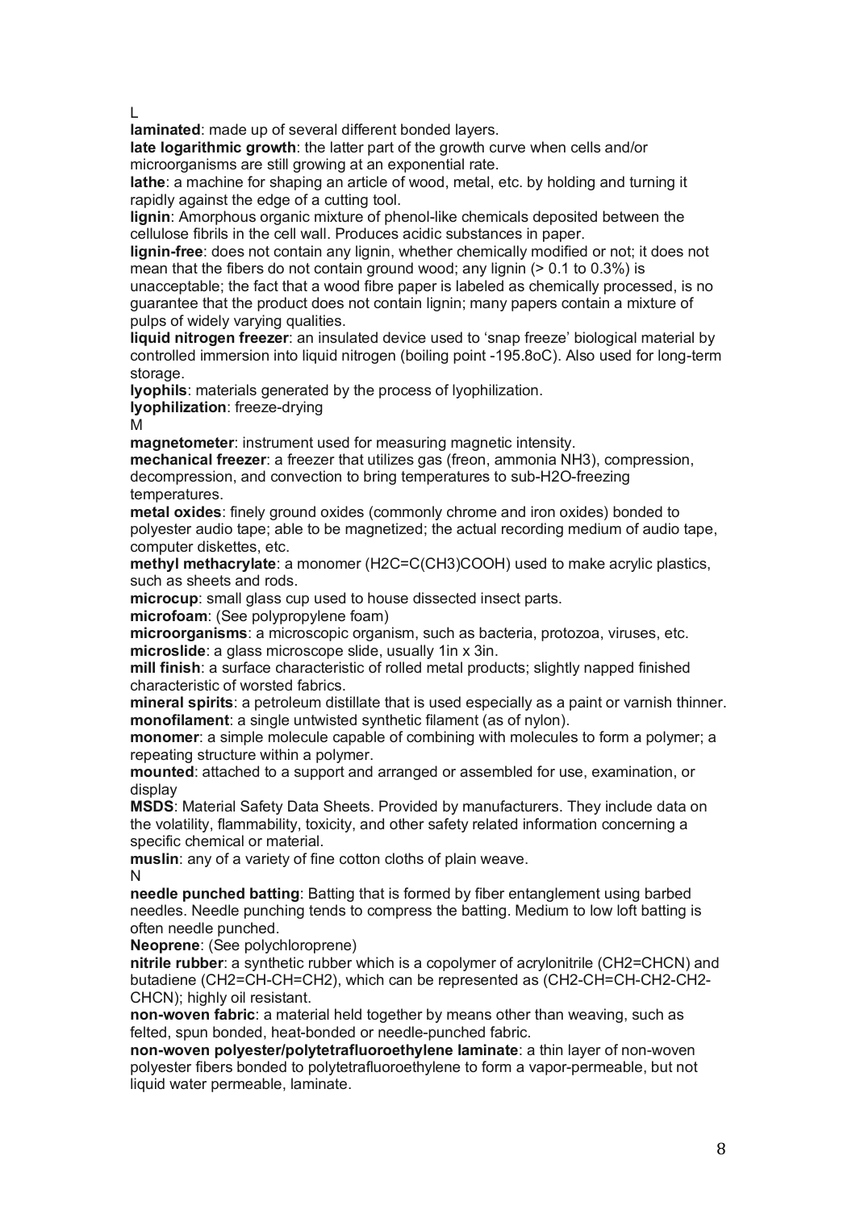L

**laminated**: made up of several different bonded layers.

**late logarithmic growth**: the latter part of the growth curve when cells and/or microorganisms are still growing at an exponential rate.

**lathe**: a machine for shaping an article of wood, metal, etc. by holding and turning it rapidly against the edge of a cutting tool.

**lignin**: Amorphous organic mixture of phenol-like chemicals deposited between the cellulose fibrils in the cell wall. Produces acidic substances in paper.

**lignin-free**: does not contain any lignin, whether chemically modified or not; it does not mean that the fibers do not contain ground wood; any lignin (> 0.1 to 0.3%) is unacceptable; the fact that a wood fibre paper is labeled as chemically processed, is no guarantee that the product does not contain lignin; many papers contain a mixture of pulps of widely varying qualities.

**liquid nitrogen freezer**: an insulated device used to 'snap freeze' biological material by controlled immersion into liquid nitrogen (boiling point -195.8oC). Also used for long-term storage.

**lyophils**: materials generated by the process of lyophilization.

**lyophilization**: freeze-drying

M

**magnetometer**: instrument used for measuring magnetic intensity.

**mechanical freezer**: a freezer that utilizes gas (freon, ammonia $NH_3$), compression, decompression, and convection to bring temperatures to sub-$H_2O$-freezing temperatures.

**metal oxides**: finely ground oxides (commonly chrome and iron oxides) bonded to polyester audio tape; able to be magnetized; the actual recording medium of audio tape, computer diskettes, etc.

**methyl methacrylate**: a monomer ($H_2C{=}C(CH_3)COOH$) used to make acrylic plastics, such as sheets and rods.

**microcup**: small glass cup used to house dissected insect parts.

**microfoam**: (See polypropylene foam)

**microorganisms**: a microscopic organism, such as bacteria, protozoa, viruses, etc.

**microslide**: a glass microscope slide, usually 1in x 3in.

**mill finish**: a surface characteristic of rolled metal products; slightly napped finished characteristic of worsted fabrics.

**mineral spirits**: a petroleum distillate that is used especially as a paint or varnish thinner.

**monofilament**: a single untwisted synthetic filament (as of nylon).

**monomer**: a simple molecule capable of combining with molecules to form a polymer; a repeating structure within a polymer.

**mounted**: attached to a support and arranged or assembled for use, examination, or display

**MSDS**: Material Safety Data Sheets. Provided by manufacturers. They include data on the volatility, flammability, toxicity, and other safety related information concerning a specific chemical or material.

**muslin**: any of a variety of fine cotton cloths of plain weave.

N

**needle punched batting**: Batting that is formed by fiber entanglement using barbed needles. Needle punching tends to compress the batting. Medium to low loft batting is often needle punched.

**Neoprene**: (See polychloroprene)

**nitrile rubber**: a synthetic rubber which is a copolymer of acrylonitrile ($CH_2{=}CHCN$) and butadiene ($CH_2{=}CH{-}CH{=}CH_2$), which can be represented as ($CH_2{-}CH{=}CH{-}CH_2{-}CH_2{-}CHCN$); highly oil resistant.

**non-woven fabric**: a material held together by means other than weaving, such as felted, spun bonded, heat-bonded or needle-punched fabric.

**non-woven polyester/polytetrafluoroethylene laminate**: a thin layer of non-woven polyester fibers bonded to polytetrafluoroethylene to form a vapor-permeable, but not liquid water permeable, laminate.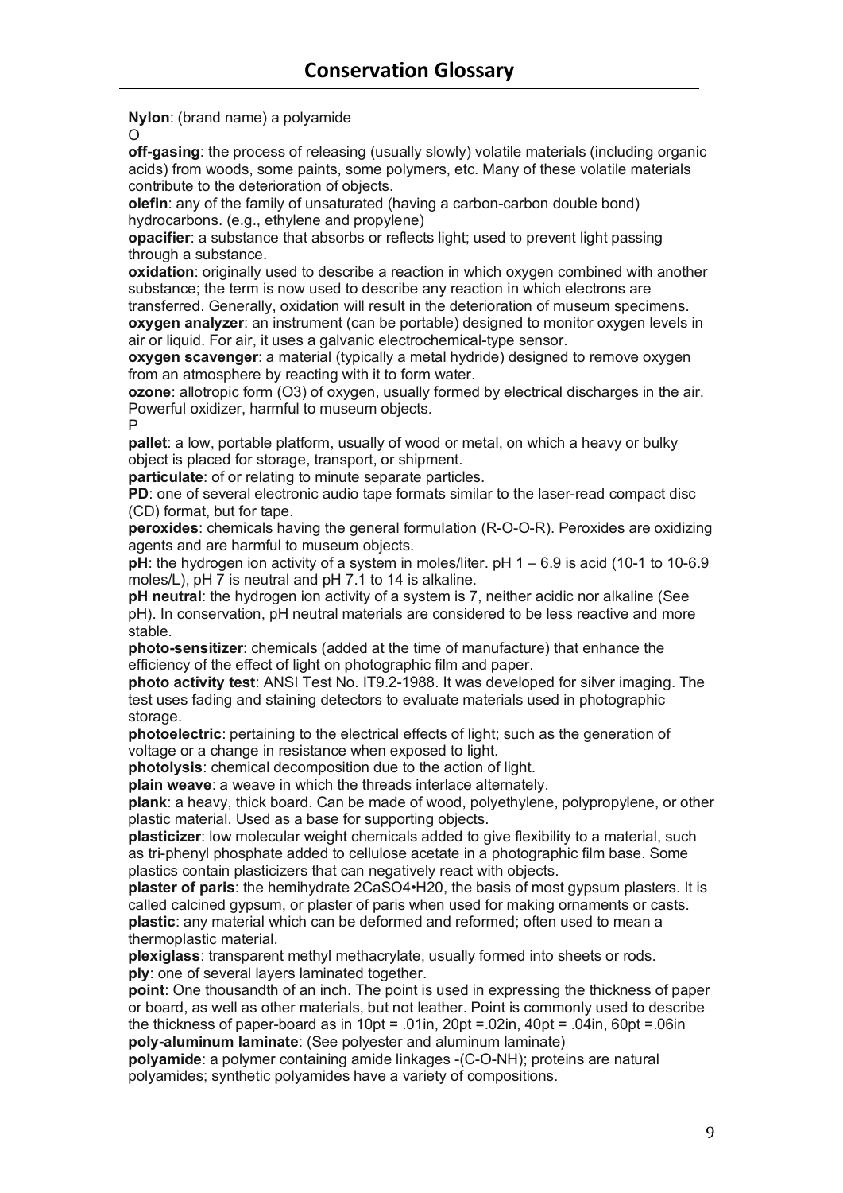# Conservation Glossary

**Nylon**: (brand name) a polyamide

O

**off-gasing**: the process of releasing (usually slowly) volatile materials (including organic acids) from woods, some paints, some polymers, etc. Many of these volatile materials contribute to the deterioration of objects.

**olefin**: any of the family of unsaturated (having a carbon-carbon double bond) hydrocarbons. (e.g., ethylene and propylene)

**opacifier**: a substance that absorbs or reflects light; used to prevent light passing through a substance.

**oxidation**: originally used to describe a reaction in which oxygen combined with another substance; the term is now used to describe any reaction in which electrons are transferred. Generally, oxidation will result in the deterioration of museum specimens.

**oxygen analyzer**: an instrument (can be portable) designed to monitor oxygen levels in air or liquid. For air, it uses a galvanic electrochemical-type sensor.

**oxygen scavenger**: a material (typically a metal hydride) designed to remove oxygen from an atmosphere by reacting with it to form water.

**ozone**: allotropic form ($O_3$) of oxygen, usually formed by electrical discharges in the air. Powerful oxidizer, harmful to museum objects.

P

**pallet**: a low, portable platform, usually of wood or metal, on which a heavy or bulky object is placed for storage, transport, or shipment.

**particulate**: of or relating to minute separate particles.

**PD**: one of several electronic audio tape formats similar to the laser-read compact disc (CD) format, but for tape.

**peroxides**: chemicals having the general formulation (R-O-O-R). Peroxides are oxidizing agents and are harmful to museum objects.

**pH**: the hydrogen ion activity of a system in moles/liter. pH 1 – 6.9 is acid ($10^{-1}$ to $10^{-6.9}$ moles/L), pH 7 is neutral and pH 7.1 to 14 is alkaline.

**pH neutral**: the hydrogen ion activity of a system is 7, neither acidic nor alkaline (See pH). In conservation, pH neutral materials are considered to be less reactive and more stable.

**photo-sensitizer**: chemicals (added at the time of manufacture) that enhance the efficiency of the effect of light on photographic film and paper.

**photo activity test**: ANSI Test No. IT9.2-1988. It was developed for silver imaging. The test uses fading and staining detectors to evaluate materials used in photographic storage.

**photoelectric**: pertaining to the electrical effects of light; such as the generation of voltage or a change in resistance when exposed to light.

**photolysis**: chemical decomposition due to the action of light.

**plain weave**: a weave in which the threads interlace alternately.

**plank**: a heavy, thick board. Can be made of wood, polyethylene, polypropylene, or other plastic material. Used as a base for supporting objects.

**plasticizer**: low molecular weight chemicals added to give flexibility to a material, such as tri-phenyl phosphate added to cellulose acetate in a photographic film base. Some plastics contain plasticizers that can negatively react with objects.

**plaster of paris**: the hemihydrate $2CaSO_4{\cdot}H_2O$, the basis of most gypsum plasters. It is called calcined gypsum, or plaster of paris when used for making ornaments or casts.

**plastic**: any material which can be deformed and reformed; often used to mean a thermoplastic material.

**plexiglass**: transparent methyl methacrylate, usually formed into sheets or rods.

**ply**: one of several layers laminated together.

**point**: One thousandth of an inch. The point is used in expressing the thickness of paper or board, as well as other materials, but not leather. Point is commonly used to describe the thickness of paper-board as in 10pt = .01in, 20pt =.02in, 40pt = .04in, 60pt =.06in

**poly-aluminum laminate**: (See polyester and aluminum laminate)

**polyamide**: a polymer containing amide linkages -(C-O-NH); proteins are natural polyamides; synthetic polyamides have a variety of compositions.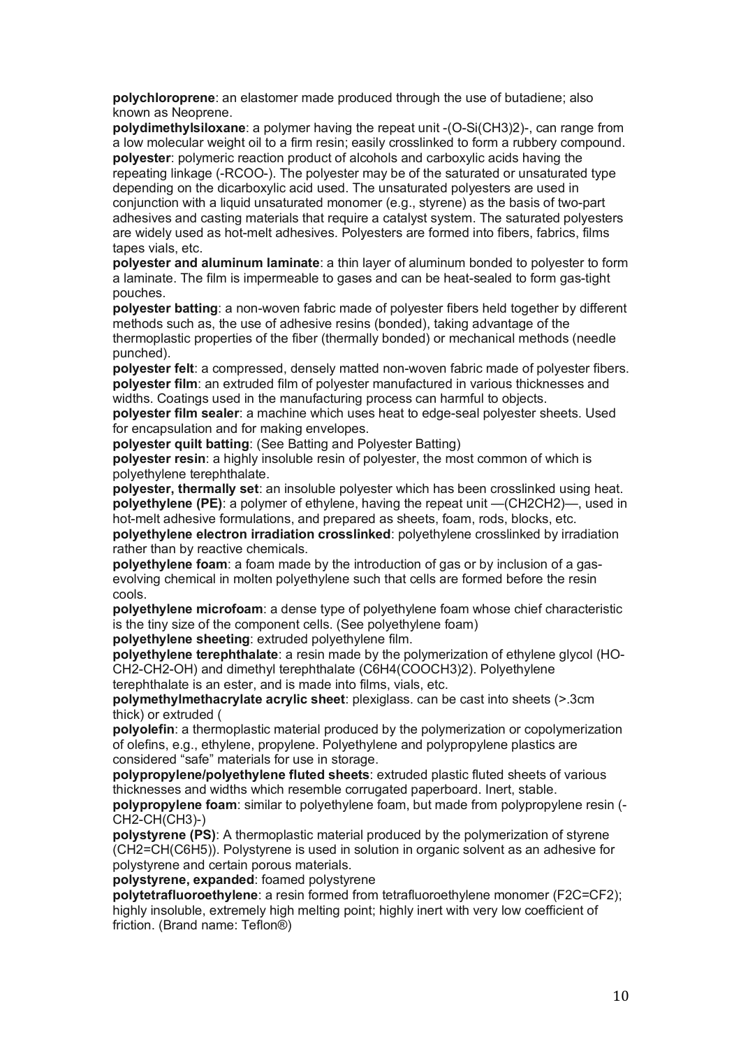**polychloroprene**: an elastomer made produced through the use of butadiene; also known as Neoprene.

**polydimethylsiloxane**: a polymer having the repeat unit -(O-Si(CH3)2)-, can range from a low molecular weight oil to a firm resin; easily crosslinked to form a rubbery compound.

**polyester**: polymeric reaction product of alcohols and carboxylic acids having the repeating linkage (-RCOO-). The polyester may be of the saturated or unsaturated type depending on the dicarboxylic acid used. The unsaturated polyesters are used in conjunction with a liquid unsaturated monomer (e.g., styrene) as the basis of two-part adhesives and casting materials that require a catalyst system. The saturated polyesters are widely used as hot-melt adhesives. Polyesters are formed into fibers, fabrics, films tapes vials, etc.

**polyester and aluminum laminate**: a thin layer of aluminum bonded to polyester to form a laminate. The film is impermeable to gases and can be heat-sealed to form gas-tight pouches.

**polyester batting**: a non-woven fabric made of polyester fibers held together by different methods such as, the use of adhesive resins (bonded), taking advantage of the thermoplastic properties of the fiber (thermally bonded) or mechanical methods (needle punched).

**polyester felt**: a compressed, densely matted non-woven fabric made of polyester fibers.

**polyester film**: an extruded film of polyester manufactured in various thicknesses and widths. Coatings used in the manufacturing process can harmful to objects.

**polyester film sealer**: a machine which uses heat to edge-seal polyester sheets. Used for encapsulation and for making envelopes.

**polyester quilt batting**: (See Batting and Polyester Batting)

**polyester resin**: a highly insoluble resin of polyester, the most common of which is polyethylene terephthalate.

**polyester, thermally set**: an insoluble polyester which has been crosslinked using heat.

**polyethylene (PE)**: a polymer of ethylene, having the repeat unit —(CH2CH2)—, used in hot-melt adhesive formulations, and prepared as sheets, foam, rods, blocks, etc.

**polyethylene electron irradiation crosslinked**: polyethylene crosslinked by irradiation rather than by reactive chemicals.

**polyethylene foam**: a foam made by the introduction of gas or by inclusion of a gas-evolving chemical in molten polyethylene such that cells are formed before the resin cools.

**polyethylene microfoam**: a dense type of polyethylene foam whose chief characteristic is the tiny size of the component cells. (See polyethylene foam)

**polyethylene sheeting**: extruded polyethylene film.

**polyethylene terephthalate**: a resin made by the polymerization of ethylene glycol (HO-CH2-CH2-OH) and dimethyl terephthalate (C6H4(COOCH3)2). Polyethylene terephthalate is an ester, and is made into films, vials, etc.

**polymethylmethacrylate acrylic sheet**: plexiglass. can be cast into sheets (>.3cm thick) or extruded (

**polyolefin**: a thermoplastic material produced by the polymerization or copolymerization of olefins, e.g., ethylene, propylene. Polyethylene and polypropylene plastics are considered "safe" materials for use in storage.

**polypropylene/polyethylene fluted sheets**: extruded plastic fluted sheets of various thicknesses and widths which resemble corrugated paperboard. Inert, stable.

**polypropylene foam**: similar to polyethylene foam, but made from polypropylene resin (-CH2-CH(CH3)-)

**polystyrene (PS)**: A thermoplastic material produced by the polymerization of styrene (CH2=CH(C6H5)). Polystyrene is used in solution in organic solvent as an adhesive for polystyrene and certain porous materials.

**polystyrene, expanded**: foamed polystyrene

**polytetrafluoroethylene**: a resin formed from tetrafluoroethylene monomer (F2C=CF2); highly insoluble, extremely high melting point; highly inert with very low coefficient of friction. (Brand name: Teflon®)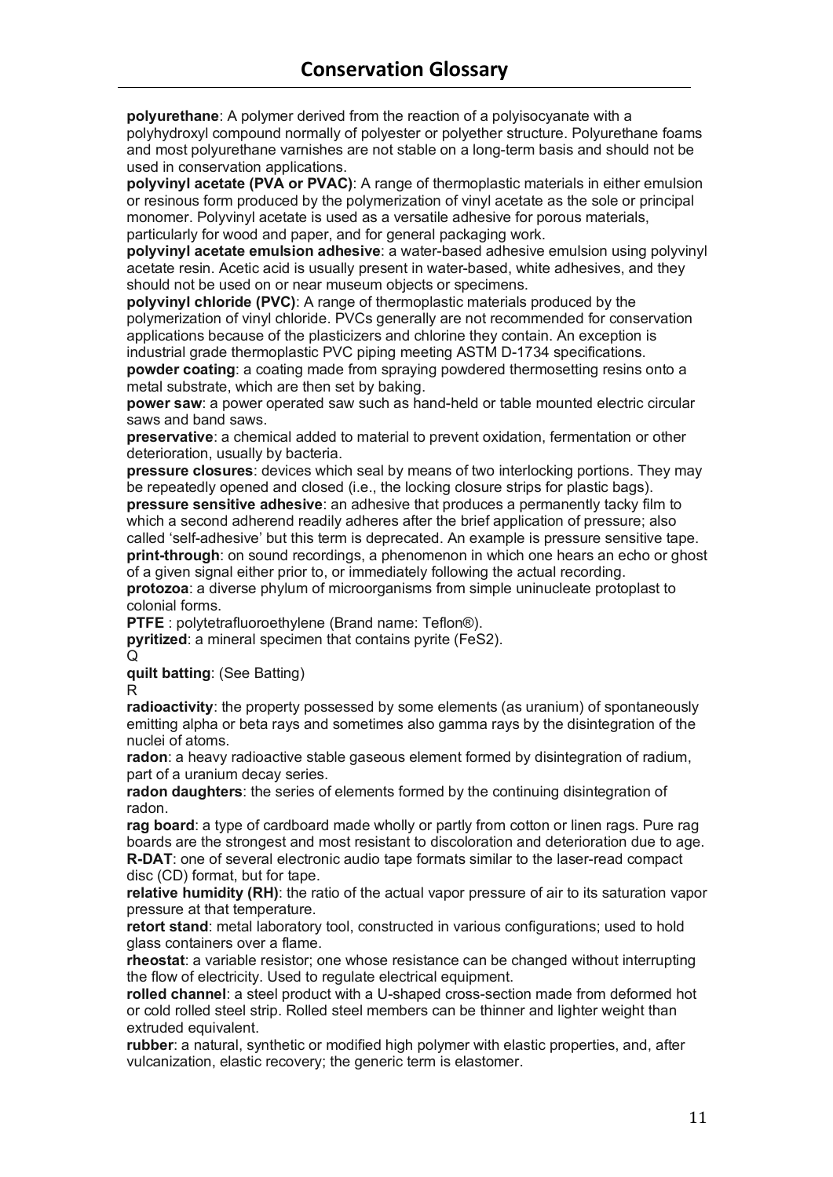# Conservation Glossary

**polyurethane**: A polymer derived from the reaction of a polyisocyanate with a polyhydroxyl compound normally of polyester or polyether structure. Polyurethane foams and most polyurethane varnishes are not stable on a long-term basis and should not be used in conservation applications.

**polyvinyl acetate (PVA or PVAC)**: A range of thermoplastic materials in either emulsion or resinous form produced by the polymerization of vinyl acetate as the sole or principal monomer. Polyvinyl acetate is used as a versatile adhesive for porous materials, particularly for wood and paper, and for general packaging work.

**polyvinyl acetate emulsion adhesive**: a water-based adhesive emulsion using polyvinyl acetate resin. Acetic acid is usually present in water-based, white adhesives, and they should not be used on or near museum objects or specimens.

**polyvinyl chloride (PVC)**: A range of thermoplastic materials produced by the polymerization of vinyl chloride. PVCs generally are not recommended for conservation applications because of the plasticizers and chlorine they contain. An exception is industrial grade thermoplastic PVC piping meeting ASTM D-1734 specifications.

**powder coating**: a coating made from spraying powdered thermosetting resins onto a metal substrate, which are then set by baking.

**power saw**: a power operated saw such as hand-held or table mounted electric circular saws and band saws.

**preservative**: a chemical added to material to prevent oxidation, fermentation or other deterioration, usually by bacteria.

**pressure closures**: devices which seal by means of two interlocking portions. They may be repeatedly opened and closed (i.e., the locking closure strips for plastic bags).

**pressure sensitive adhesive**: an adhesive that produces a permanently tacky film to which a second adherend readily adheres after the brief application of pressure; also called 'self-adhesive' but this term is deprecated. An example is pressure sensitive tape.

**print-through**: on sound recordings, a phenomenon in which one hears an echo or ghost of a given signal either prior to, or immediately following the actual recording.

**protozoa**: a diverse phylum of microorganisms from simple uninucleate protoplast to colonial forms.

**PTFE** : polytetrafluoroethylene (Brand name: Teflon®).

**pyritized**: a mineral specimen that contains pyrite ($FeS_2$).

Q

**quilt batting**: (See Batting)

R

**radioactivity**: the property possessed by some elements (as uranium) of spontaneously emitting alpha or beta rays and sometimes also gamma rays by the disintegration of the nuclei of atoms.

**radon**: a heavy radioactive stable gaseous element formed by disintegration of radium, part of a uranium decay series.

**radon daughters**: the series of elements formed by the continuing disintegration of radon.

**rag board**: a type of cardboard made wholly or partly from cotton or linen rags. Pure rag boards are the strongest and most resistant to discoloration and deterioration due to age.

**R-DAT**: one of several electronic audio tape formats similar to the laser-read compact disc (CD) format, but for tape.

**relative humidity (RH)**: the ratio of the actual vapor pressure of air to its saturation vapor pressure at that temperature.

**retort stand**: metal laboratory tool, constructed in various configurations; used to hold glass containers over a flame.

**rheostat**: a variable resistor; one whose resistance can be changed without interrupting the flow of electricity. Used to regulate electrical equipment.

**rolled channel**: a steel product with a U-shaped cross-section made from deformed hot or cold rolled steel strip. Rolled steel members can be thinner and lighter weight than extruded equivalent.

**rubber**: a natural, synthetic or modified high polymer with elastic properties, and, after vulcanization, elastic recovery; the generic term is elastomer.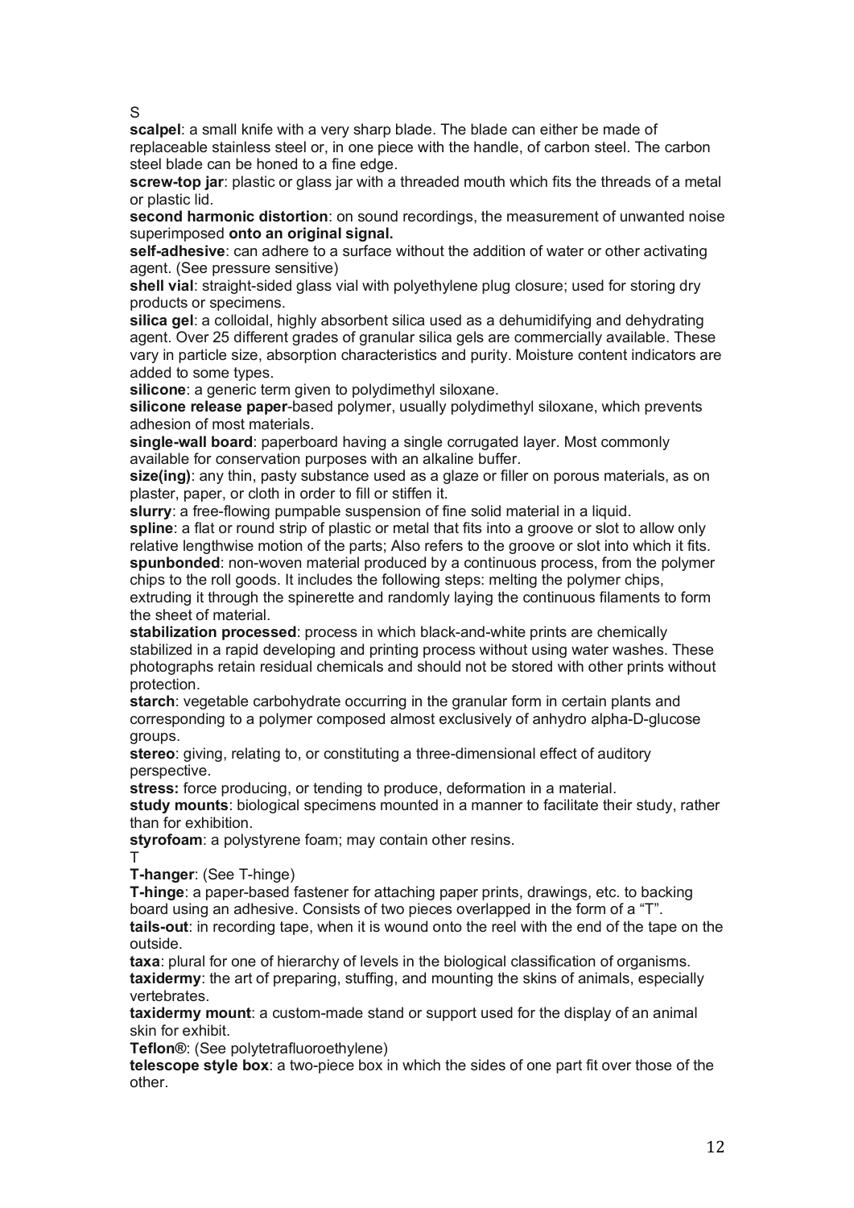S

**scalpel**: a small knife with a very sharp blade. The blade can either be made of replaceable stainless steel or, in one piece with the handle, of carbon steel. The carbon steel blade can be honed to a fine edge.

**screw-top jar**: plastic or glass jar with a threaded mouth which fits the threads of a metal or plastic lid.

**second harmonic distortion**: on sound recordings, the measurement of unwanted noise superimposed **onto an original signal.**

**self-adhesive**: can adhere to a surface without the addition of water or other activating agent. (See pressure sensitive)

**shell vial**: straight-sided glass vial with polyethylene plug closure; used for storing dry products or specimens.

**silica gel**: a colloidal, highly absorbent silica used as a dehumidifying and dehydrating agent. Over 25 different grades of granular silica gels are commercially available. These vary in particle size, absorption characteristics and purity. Moisture content indicators are added to some types.

**silicone**: a generic term given to polydimethyl siloxane.

**silicone release paper**-based polymer, usually polydimethyl siloxane, which prevents adhesion of most materials.

**single-wall board**: paperboard having a single corrugated layer. Most commonly available for conservation purposes with an alkaline buffer.

**size(ing)**: any thin, pasty substance used as a glaze or filler on porous materials, as on plaster, paper, or cloth in order to fill or stiffen it.

**slurry**: a free-flowing pumpable suspension of fine solid material in a liquid.

**spline**: a flat or round strip of plastic or metal that fits into a groove or slot to allow only relative lengthwise motion of the parts; Also refers to the groove or slot into which it fits.

**spunbonded**: non-woven material produced by a continuous process, from the polymer chips to the roll goods. It includes the following steps: melting the polymer chips, extruding it through the spinerette and randomly laying the continuous filaments to form the sheet of material.

**stabilization processed**: process in which black-and-white prints are chemically stabilized in a rapid developing and printing process without using water washes. These photographs retain residual chemicals and should not be stored with other prints without protection.

**starch**: vegetable carbohydrate occurring in the granular form in certain plants and corresponding to a polymer composed almost exclusively of anhydro alpha-D-glucose groups.

**stereo**: giving, relating to, or constituting a three-dimensional effect of auditory perspective.

**stress:** force producing, or tending to produce, deformation in a material.

**study mounts**: biological specimens mounted in a manner to facilitate their study, rather than for exhibition.

**styrofoam**: a polystyrene foam; may contain other resins.

T

**T-hanger**: (See T-hinge)

**T-hinge**: a paper-based fastener for attaching paper prints, drawings, etc. to backing board using an adhesive. Consists of two pieces overlapped in the form of a "T".

**tails-out**: in recording tape, when it is wound onto the reel with the end of the tape on the outside.

**taxa**: plural for one of hierarchy of levels in the biological classification of organisms.

**taxidermy**: the art of preparing, stuffing, and mounting the skins of animals, especially vertebrates.

**taxidermy mount**: a custom-made stand or support used for the display of an animal skin for exhibit.

**Teflon®**: (See polytetrafluoroethylene)

**telescope style box**: a two-piece box in which the sides of one part fit over those of the other.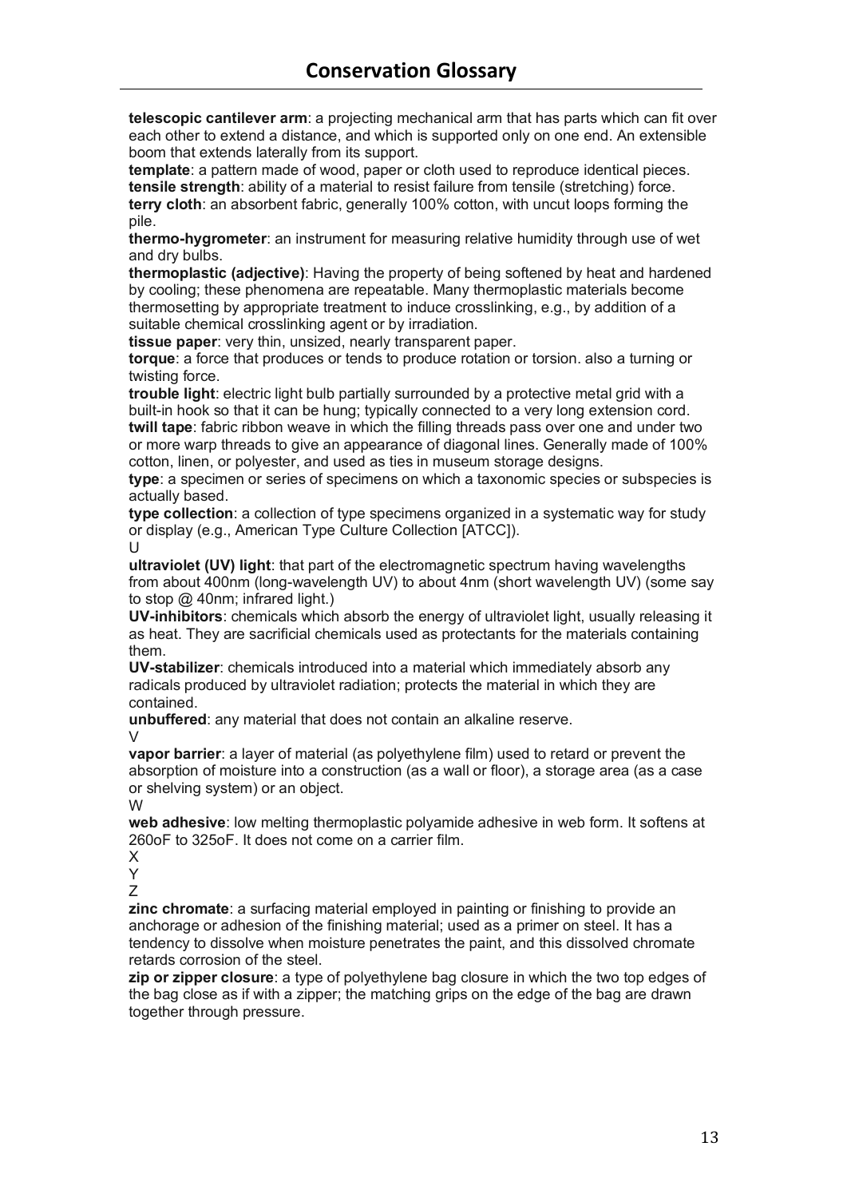# Conservation Glossary

**telescopic cantilever arm**: a projecting mechanical arm that has parts which can fit over each other to extend a distance, and which is supported only on one end. An extensible boom that extends laterally from its support.

**template**: a pattern made of wood, paper or cloth used to reproduce identical pieces.

**tensile strength**: ability of a material to resist failure from tensile (stretching) force.

**terry cloth**: an absorbent fabric, generally 100% cotton, with uncut loops forming the pile.

**thermo-hygrometer**: an instrument for measuring relative humidity through use of wet and dry bulbs.

**thermoplastic (adjective)**: Having the property of being softened by heat and hardened by cooling; these phenomena are repeatable. Many thermoplastic materials become thermosetting by appropriate treatment to induce crosslinking, e.g., by addition of a suitable chemical crosslinking agent or by irradiation.

**tissue paper**: very thin, unsized, nearly transparent paper.

**torque**: a force that produces or tends to produce rotation or torsion. also a turning or twisting force.

**trouble light**: electric light bulb partially surrounded by a protective metal grid with a built-in hook so that it can be hung; typically connected to a very long extension cord.

**twill tape**: fabric ribbon weave in which the filling threads pass over one and under two or more warp threads to give an appearance of diagonal lines. Generally made of 100% cotton, linen, or polyester, and used as ties in museum storage designs.

**type**: a specimen or series of specimens on which a taxonomic species or subspecies is actually based.

**type collection**: a collection of type specimens organized in a systematic way for study or display (e.g., American Type Culture Collection [ATCC]).

U

**ultraviolet (UV) light**: that part of the electromagnetic spectrum having wavelengths from about 400nm (long-wavelength UV) to about 4nm (short wavelength UV) (some say to stop @ 40nm; infrared light.)

**UV-inhibitors**: chemicals which absorb the energy of ultraviolet light, usually releasing it as heat. They are sacrificial chemicals used as protectants for the materials containing them.

**UV-stabilizer**: chemicals introduced into a material which immediately absorb any radicals produced by ultraviolet radiation; protects the material in which they are contained.

**unbuffered**: any material that does not contain an alkaline reserve.

V

**vapor barrier**: a layer of material (as polyethylene film) used to retard or prevent the absorption of moisture into a construction (as a wall or floor), a storage area (as a case or shelving system) or an object.

W

**web adhesive**: low melting thermoplastic polyamide adhesive in web form. It softens at 260oF to 325oF. It does not come on a carrier film.

X

Y

Z

**zinc chromate**: a surfacing material employed in painting or finishing to provide an anchorage or adhesion of the finishing material; used as a primer on steel. It has a tendency to dissolve when moisture penetrates the paint, and this dissolved chromate retards corrosion of the steel.

**zip or zipper closure**: a type of polyethylene bag closure in which the two top edges of the bag close as if with a zipper; the matching grips on the edge of the bag are drawn together through pressure.